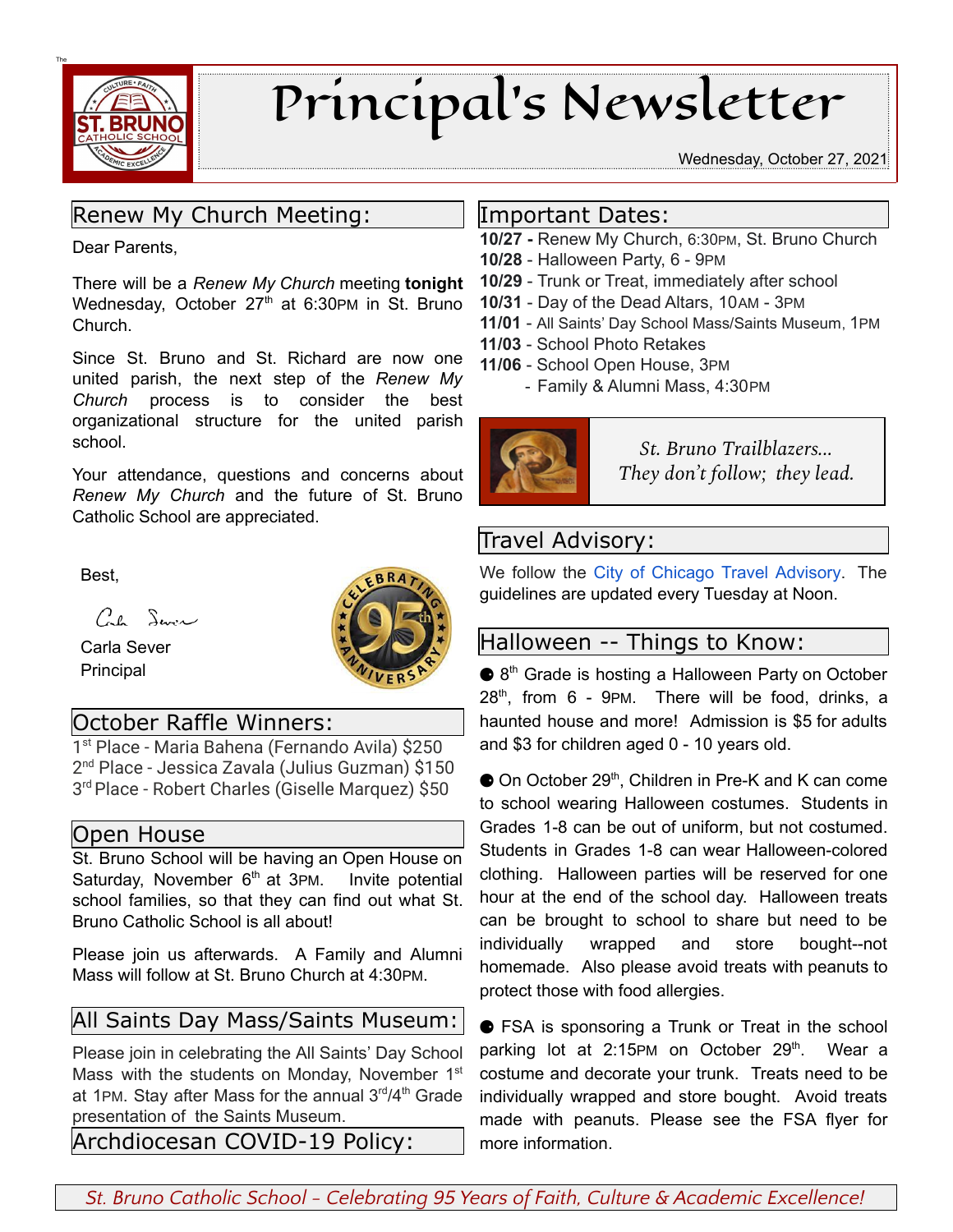# Principal's Newsletter

Wednesday, October 27, 2021

## Renew My Church Meeting:

Dear Parents,

There will be a *Renew My Church* meeting **tonight** Wednesday, October 27th at 6:30PM in St. Bruno Church.

Since St. Bruno and St. Richard are now one united parish, the next step of the *Renew My Church* process is to consider the best organizational structure for the united parish school.

Your attendance, questions and concerns about *Renew My Church* and the future of St. Bruno Catholic School are appreciated.

Best,

Carla Sever
Principal

## October Raffle Winners:

1st Place - Maria Bahena (Fernando Avila) $250
2nd Place - Jessica Zavala (Julius Guzman) $150
3rd Place - Robert Charles (Giselle Marquez) $50

## Open House

St. Bruno School will be having an Open House on Saturday, November 6th at 3PM. Invite potential school families, so that they can find out what St. Bruno Catholic School is all about!

Please join us afterwards. A Family and Alumni Mass will follow at St. Bruno Church at 4:30PM.

## All Saints Day Mass/Saints Museum:

Please join in celebrating the All Saints' Day School Mass with the students on Monday, November 1st at 1PM. Stay after Mass for the annual 3rd/4th Grade presentation of the Saints Museum.

## Archdiocesan COVID-19 Policy:

## Important Dates:

**10/27 -** Renew My Church, 6:30PM, St. Bruno Church
**10/28** - Halloween Party, 6 - 9PM
**10/29** - Trunk or Treat, immediately after school
**10/31** - Day of the Dead Altars, 10AM - 3PM
**11/01** - All Saints' Day School Mass/Saints Museum, 1PM
**11/03** - School Photo Retakes
**11/06** - School Open House, 3PM
- Family & Alumni Mass, 4:30PM

*St. Bruno Trailblazers...*
*They don't follow; they lead.*

## Travel Advisory:

We follow the City of Chicago Travel Advisory. The guidelines are updated every Tuesday at Noon.

## Halloween -- Things to Know:

- 8th Grade is hosting a Halloween Party on October 28th, from 6 - 9PM. There will be food, drinks, a haunted house and more! Admission is $5 for adults and $3 for children aged 0 - 10 years old.
- On October 29th, Children in Pre-K and K can come to school wearing Halloween costumes. Students in Grades 1-8 can be out of uniform, but not costumed. Students in Grades 1-8 can wear Halloween-colored clothing. Halloween parties will be reserved for one hour at the end of the school day. Halloween treats can be brought to school to share but need to be individually wrapped and store bought--not homemade. Also please avoid treats with peanuts to protect those with food allergies.
- FSA is sponsoring a Trunk or Treat in the school parking lot at 2:15PM on October 29th. Wear a costume and decorate your trunk. Treats need to be individually wrapped and store bought. Avoid treats made with peanuts. Please see the FSA flyer for more information.

*St. Bruno Catholic School – Celebrating 95 Years of Faith, Culture & Academic Excellence!*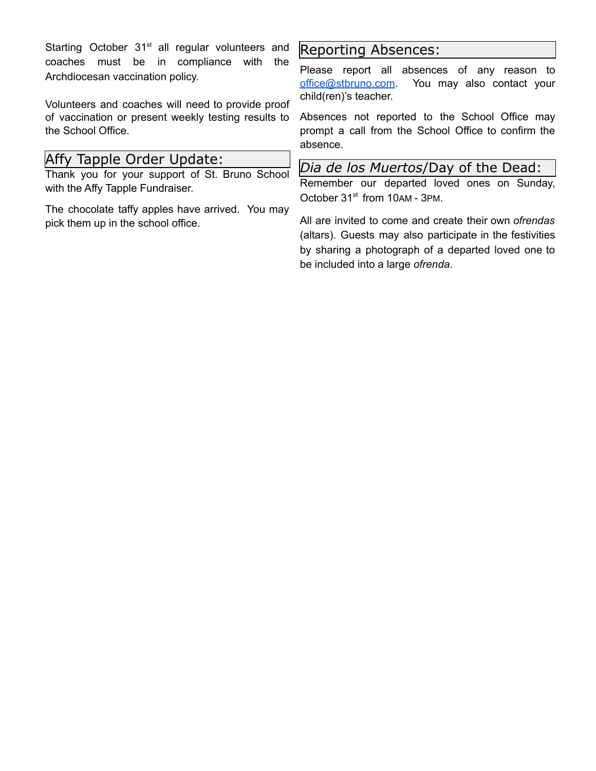Starting October 31st all regular volunteers and coaches must be in compliance with the Archdiocesan vaccination policy.

Volunteers and coaches will need to provide proof of vaccination or present weekly testing results to the School Office.

## Affy Tapple Order Update:

Thank you for your support of St. Bruno School with the Affy Tapple Fundraiser.

The chocolate taffy apples have arrived. You may pick them up in the school office.

## Reporting Absences:

Please report all absences of any reason to office@stbruno.com. You may also contact your child(ren)'s teacher.

Absences not reported to the School Office may prompt a call from the School Office to confirm the absence.

## *Dia de los Muertos*/Day of the Dead:

Remember our departed loved ones on Sunday, October 31st from 10AM - 3PM.

All are invited to come and create their own *ofrendas* (altars). Guests may also participate in the festivities by sharing a photograph of a departed loved one to be included into a large *ofrenda*.